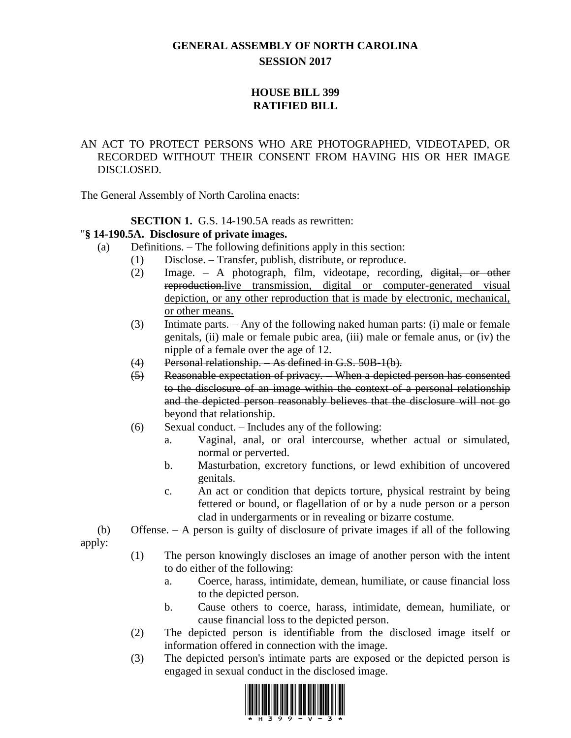# GENERAL ASSEMBLY OF NORTH CAROLINA
## SESSION 2017

## HOUSE BILL 399
## RATIFIED BILL

AN ACT TO PROTECT PERSONS WHO ARE PHOTOGRAPHED, VIDEOTAPED, OR RECORDED WITHOUT THEIR CONSENT FROM HAVING HIS OR HER IMAGE DISCLOSED.

The General Assembly of North Carolina enacts:

**SECTION 1.** G.S. 14-190.5A reads as rewritten:

"**§ 14-190.5A. Disclosure of private images.**

(a) Definitions. – The following definitions apply in this section:

(1) Disclose. – Transfer, publish, distribute, or reproduce.

(2) Image. – A photograph, film, videotape, recording, ~~digital, or other reproduction.~~<u>live transmission, digital or computer-generated visual depiction, or any other reproduction that is made by electronic, mechanical, or other means.</u>

(3) Intimate parts. – Any of the following naked human parts: (i) male or female genitals, (ii) male or female pubic area, (iii) male or female anus, or (iv) the nipple of a female over the age of 12.

~~(4) Personal relationship. – As defined in G.S. 50B-1(b).~~

~~(5) Reasonable expectation of privacy. – When a depicted person has consented to the disclosure of an image within the context of a personal relationship and the depicted person reasonably believes that the disclosure will not go beyond that relationship.~~

(6) Sexual conduct. – Includes any of the following:

a. Vaginal, anal, or oral intercourse, whether actual or simulated, normal or perverted.

b. Masturbation, excretory functions, or lewd exhibition of uncovered genitals.

c. An act or condition that depicts torture, physical restraint by being fettered or bound, or flagellation of or by a nude person or a person clad in undergarments or in revealing or bizarre costume.

(b) Offense. – A person is guilty of disclosure of private images if all of the following apply:

(1) The person knowingly discloses an image of another person with the intent to do either of the following:

a. Coerce, harass, intimidate, demean, humiliate, or cause financial loss to the depicted person.

b. Cause others to coerce, harass, intimidate, demean, humiliate, or cause financial loss to the depicted person.

(2) The depicted person is identifiable from the disclosed image itself or information offered in connection with the image.

(3) The depicted person's intimate parts are exposed or the depicted person is engaged in sexual conduct in the disclosed image.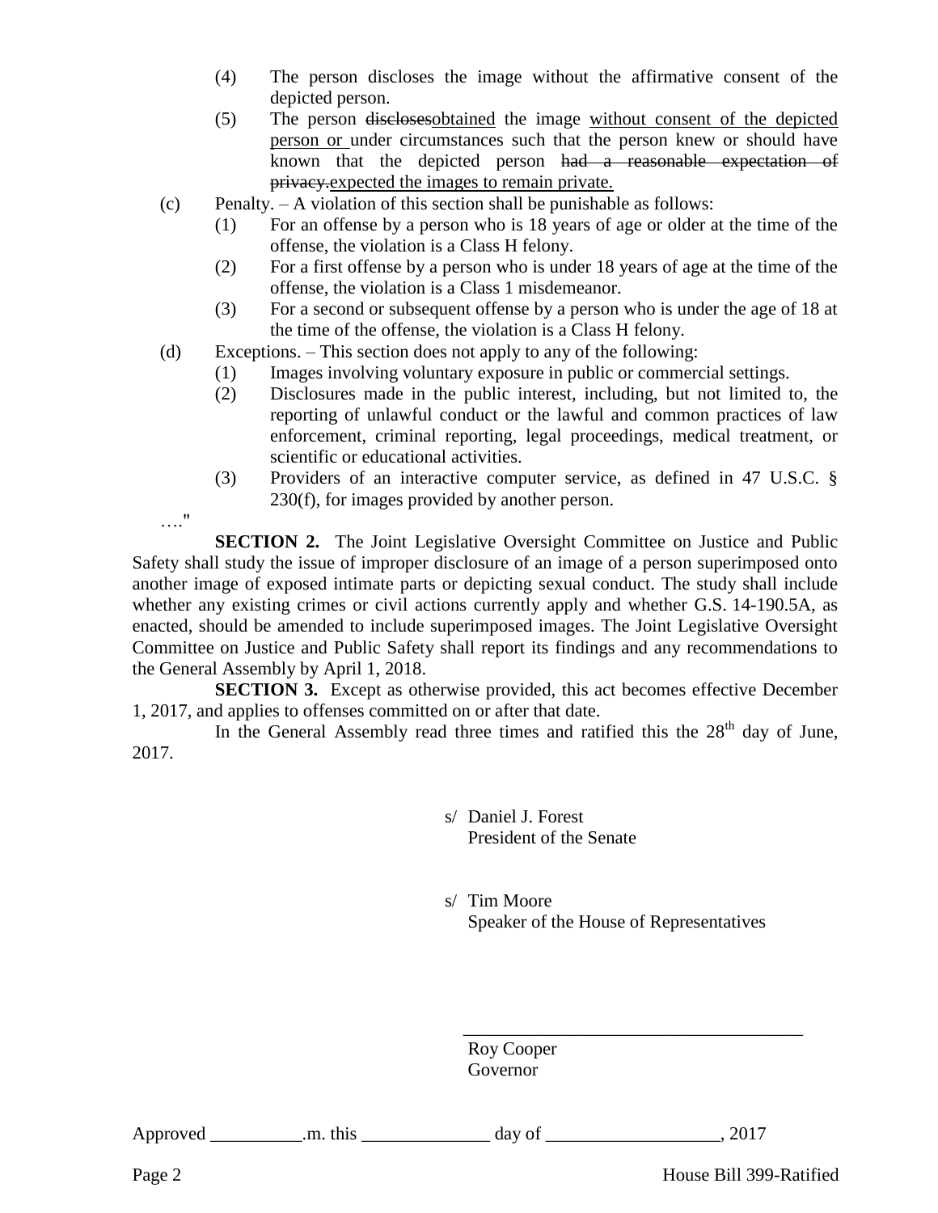(4) The person discloses the image without the affirmative consent of the depicted person.

(5) The person ~~discloses~~obtained the image without consent of the depicted person or under circumstances such that the person knew or should have known that the depicted person ~~had a reasonable expectation of privacy.~~expected the images to remain private.

(c) Penalty. – A violation of this section shall be punishable as follows:

(1) For an offense by a person who is 18 years of age or older at the time of the offense, the violation is a Class H felony.

(2) For a first offense by a person who is under 18 years of age at the time of the offense, the violation is a Class 1 misdemeanor.

(3) For a second or subsequent offense by a person who is under the age of 18 at the time of the offense, the violation is a Class H felony.

(d) Exceptions. – This section does not apply to any of the following:

(1) Images involving voluntary exposure in public or commercial settings.

(2) Disclosures made in the public interest, including, but not limited to, the reporting of unlawful conduct or the lawful and common practices of law enforcement, criminal reporting, legal proceedings, medical treatment, or scientific or educational activities.

(3) Providers of an interactive computer service, as defined in 47 U.S.C. § 230(f), for images provided by another person.

…."

**SECTION 2.** The Joint Legislative Oversight Committee on Justice and Public Safety shall study the issue of improper disclosure of an image of a person superimposed onto another image of exposed intimate parts or depicting sexual conduct. The study shall include whether any existing crimes or civil actions currently apply and whether G.S. 14-190.5A, as enacted, should be amended to include superimposed images. The Joint Legislative Oversight Committee on Justice and Public Safety shall report its findings and any recommendations to the General Assembly by April 1, 2018.

**SECTION 3.** Except as otherwise provided, this act becomes effective December 1, 2017, and applies to offenses committed on or after that date.

In the General Assembly read three times and ratified this the 28th day of June, 2017.

s/ Daniel J. Forest
President of the Senate

s/ Tim Moore
Speaker of the House of Representatives

\_\_\_\_\_\_\_\_\_\_\_\_\_\_\_\_\_\_\_\_\_\_\_\_\_\_\_\_\_\_\_\_\_\_\_\_\_\_
Roy Cooper
Governor

Approved \_\_\_\_\_\_\_\_\_\_.m. this \_\_\_\_\_\_\_\_\_\_\_\_\_\_ day of \_\_\_\_\_\_\_\_\_\_\_\_\_\_\_\_\_\_\_, 2017